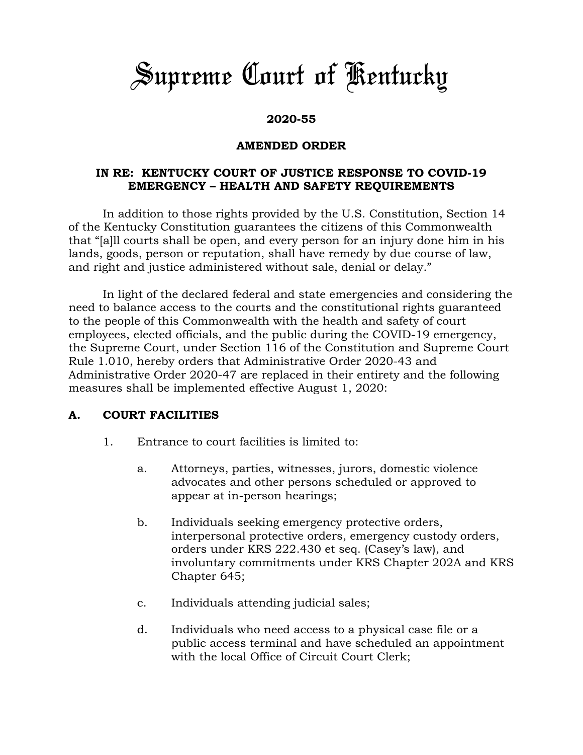# Supreme Court of Kentucky

**2020-55**

**AMENDED ORDER**

**IN RE: KENTUCKY COURT OF JUSTICE RESPONSE TO COVID-19 EMERGENCY – HEALTH AND SAFETY REQUIREMENTS**

In addition to those rights provided by the U.S. Constitution, Section 14 of the Kentucky Constitution guarantees the citizens of this Commonwealth that "[a]ll courts shall be open, and every person for an injury done him in his lands, goods, person or reputation, shall have remedy by due course of law, and right and justice administered without sale, denial or delay."

In light of the declared federal and state emergencies and considering the need to balance access to the courts and the constitutional rights guaranteed to the people of this Commonwealth with the health and safety of court employees, elected officials, and the public during the COVID-19 emergency, the Supreme Court, under Section 116 of the Constitution and Supreme Court Rule 1.010, hereby orders that Administrative Order 2020-43 and Administrative Order 2020-47 are replaced in their entirety and the following measures shall be implemented effective August 1, 2020:

## A. COURT FACILITIES

1. Entrance to court facilities is limited to:

   a. Attorneys, parties, witnesses, jurors, domestic violence advocates and other persons scheduled or approved to appear at in-person hearings;

   b. Individuals seeking emergency protective orders, interpersonal protective orders, emergency custody orders, orders under KRS 222.430 et seq. (Casey's law), and involuntary commitments under KRS Chapter 202A and KRS Chapter 645;

   c. Individuals attending judicial sales;

   d. Individuals who need access to a physical case file or a public access terminal and have scheduled an appointment with the local Office of Circuit Court Clerk;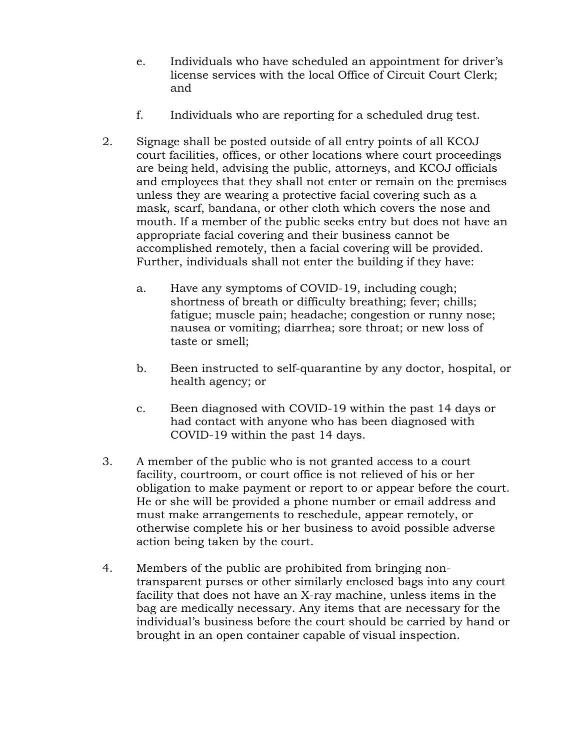e. Individuals who have scheduled an appointment for driver's license services with the local Office of Circuit Court Clerk; and

    f. Individuals who are reporting for a scheduled drug test.

2. Signage shall be posted outside of all entry points of all KCOJ court facilities, offices, or other locations where court proceedings are being held, advising the public, attorneys, and KCOJ officials and employees that they shall not enter or remain on the premises unless they are wearing a protective facial covering such as a mask, scarf, bandana, or other cloth which covers the nose and mouth. If a member of the public seeks entry but does not have an appropriate facial covering and their business cannot be accomplished remotely, then a facial covering will be provided. Further, individuals shall not enter the building if they have:

    a. Have any symptoms of COVID-19, including cough; shortness of breath or difficulty breathing; fever; chills; fatigue; muscle pain; headache; congestion or runny nose; nausea or vomiting; diarrhea; sore throat; or new loss of taste or smell;

    b. Been instructed to self-quarantine by any doctor, hospital, or health agency; or

    c. Been diagnosed with COVID-19 within the past 14 days or had contact with anyone who has been diagnosed with COVID-19 within the past 14 days.

3. A member of the public who is not granted access to a court facility, courtroom, or court office is not relieved of his or her obligation to make payment or report to or appear before the court. He or she will be provided a phone number or email address and must make arrangements to reschedule, appear remotely, or otherwise complete his or her business to avoid possible adverse action being taken by the court.

4. Members of the public are prohibited from bringing non-transparent purses or other similarly enclosed bags into any court facility that does not have an X-ray machine, unless items in the bag are medically necessary. Any items that are necessary for the individual's business before the court should be carried by hand or brought in an open container capable of visual inspection.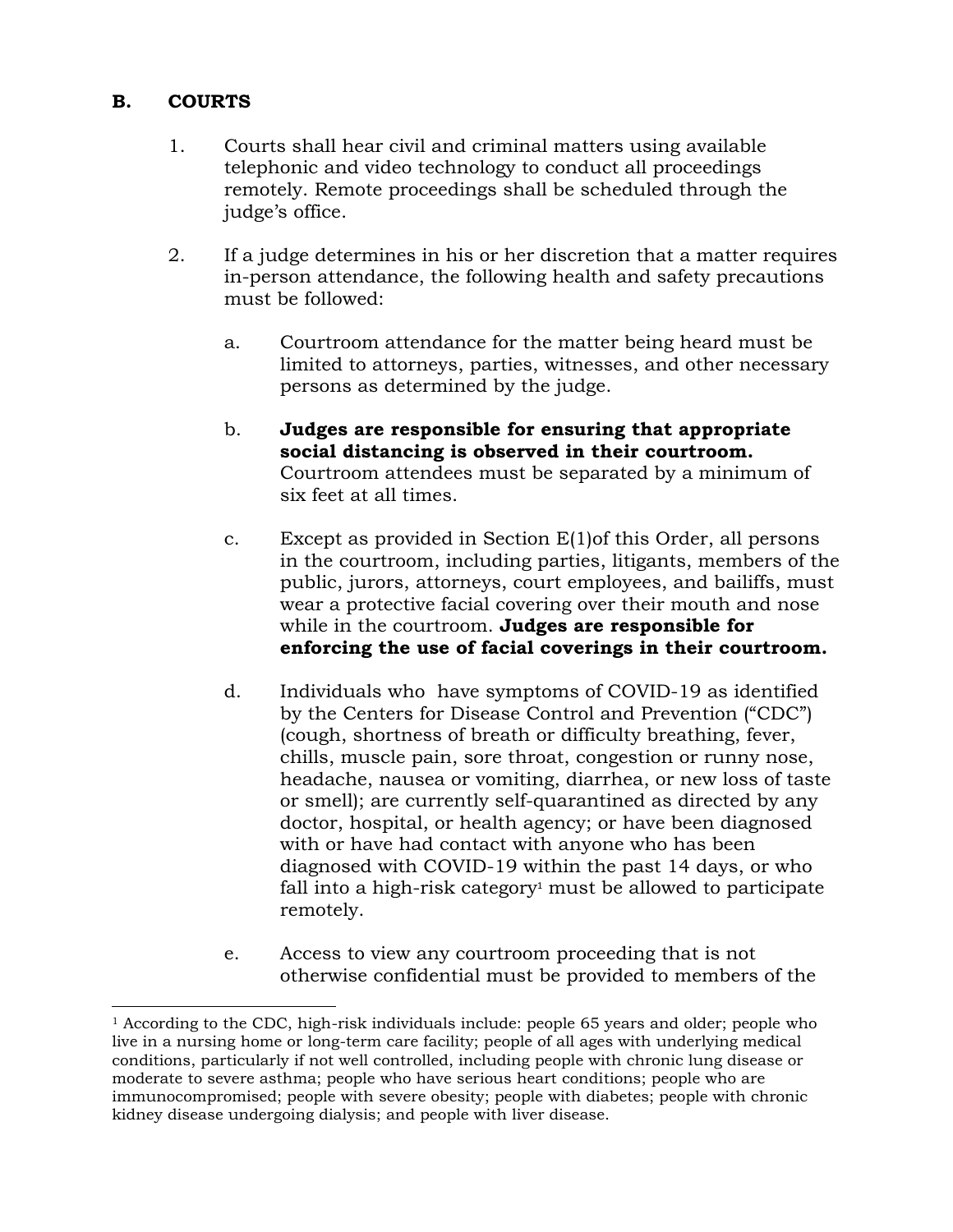## B. COURTS

1. Courts shall hear civil and criminal matters using available telephonic and video technology to conduct all proceedings remotely. Remote proceedings shall be scheduled through the judge's office.

2. If a judge determines in his or her discretion that a matter requires in-person attendance, the following health and safety precautions must be followed:

   a. Courtroom attendance for the matter being heard must be limited to attorneys, parties, witnesses, and other necessary persons as determined by the judge.

   b. **Judges are responsible for ensuring that appropriate social distancing is observed in their courtroom.** Courtroom attendees must be separated by a minimum of six feet at all times.

   c. Except as provided in Section E(1)of this Order, all persons in the courtroom, including parties, litigants, members of the public, jurors, attorneys, court employees, and bailiffs, must wear a protective facial covering over their mouth and nose while in the courtroom. **Judges are responsible for enforcing the use of facial coverings in their courtroom.**

   d. Individuals who have symptoms of COVID-19 as identified by the Centers for Disease Control and Prevention ("CDC") (cough, shortness of breath or difficulty breathing, fever, chills, muscle pain, sore throat, congestion or runny nose, headache, nausea or vomiting, diarrhea, or new loss of taste or smell); are currently self-quarantined as directed by any doctor, hospital, or health agency; or have been diagnosed with or have had contact with anyone who has been diagnosed with COVID-19 within the past 14 days, or who fall into a high-risk category[1] must be allowed to participate remotely.

   e. Access to view any courtroom proceeding that is not otherwise confidential must be provided to members of the

---

[1] According to the CDC, high-risk individuals include: people 65 years and older; people who live in a nursing home or long-term care facility; people of all ages with underlying medical conditions, particularly if not well controlled, including people with chronic lung disease or moderate to severe asthma; people who have serious heart conditions; people who are immunocompromised; people with severe obesity; people with diabetes; people with chronic kidney disease undergoing dialysis; and people with liver disease.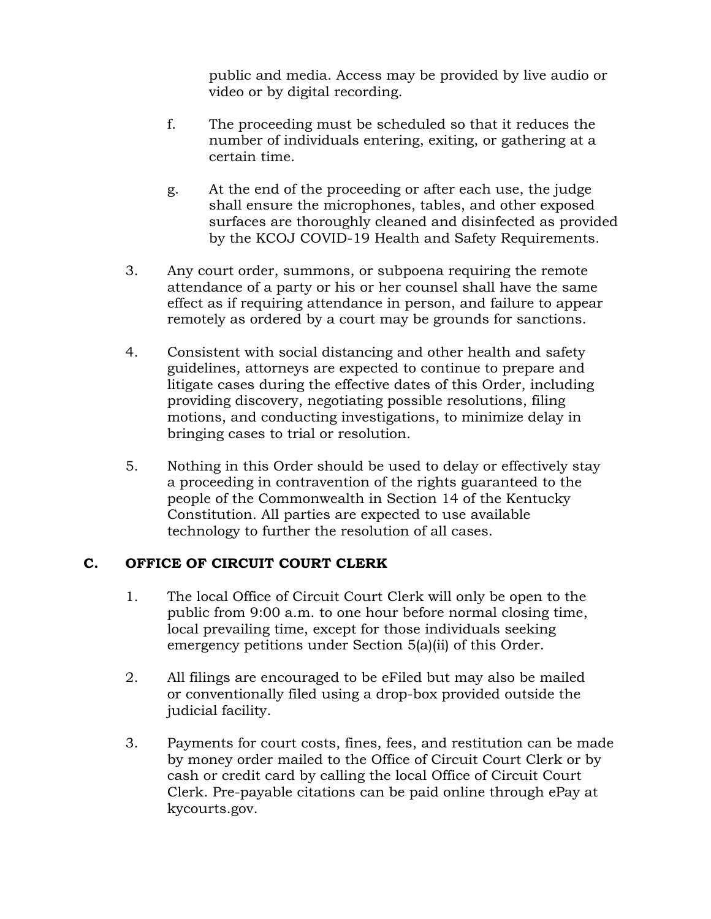public and media. Access may be provided by live audio or video or by digital recording.

f. The proceeding must be scheduled so that it reduces the number of individuals entering, exiting, or gathering at a certain time.

g. At the end of the proceeding or after each use, the judge shall ensure the microphones, tables, and other exposed surfaces are thoroughly cleaned and disinfected as provided by the KCOJ COVID-19 Health and Safety Requirements.

3. Any court order, summons, or subpoena requiring the remote attendance of a party or his or her counsel shall have the same effect as if requiring attendance in person, and failure to appear remotely as ordered by a court may be grounds for sanctions.

4. Consistent with social distancing and other health and safety guidelines, attorneys are expected to continue to prepare and litigate cases during the effective dates of this Order, including providing discovery, negotiating possible resolutions, filing motions, and conducting investigations, to minimize delay in bringing cases to trial or resolution.

5. Nothing in this Order should be used to delay or effectively stay a proceeding in contravention of the rights guaranteed to the people of the Commonwealth in Section 14 of the Kentucky Constitution. All parties are expected to use available technology to further the resolution of all cases.

## C. OFFICE OF CIRCUIT COURT CLERK

1. The local Office of Circuit Court Clerk will only be open to the public from 9:00 a.m. to one hour before normal closing time, local prevailing time, except for those individuals seeking emergency petitions under Section 5(a)(ii) of this Order.

2. All filings are encouraged to be eFiled but may also be mailed or conventionally filed using a drop-box provided outside the judicial facility.

3. Payments for court costs, fines, fees, and restitution can be made by money order mailed to the Office of Circuit Court Clerk or by cash or credit card by calling the local Office of Circuit Court Clerk. Pre-payable citations can be paid online through ePay at kycourts.gov.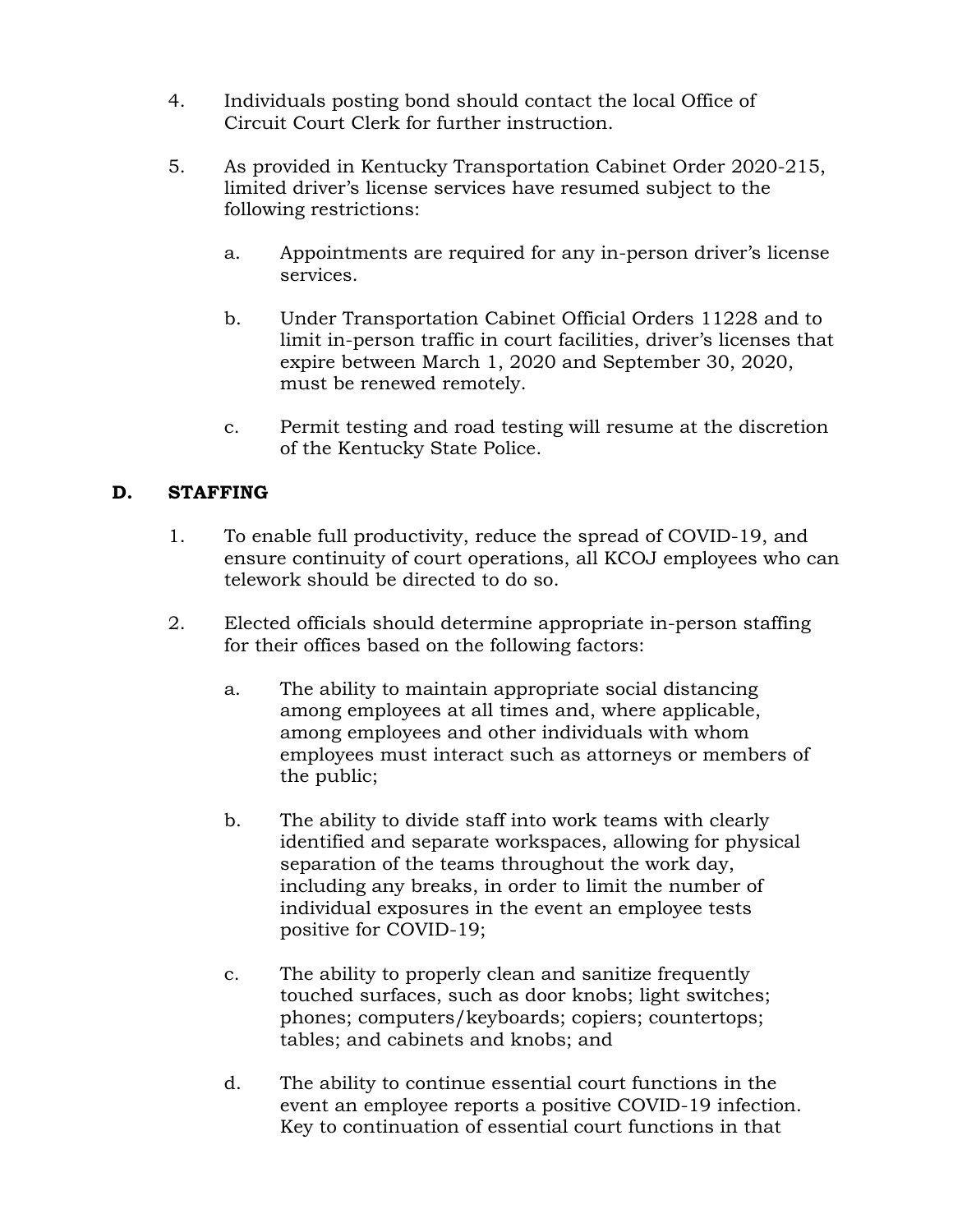4. Individuals posting bond should contact the local Office of Circuit Court Clerk for further instruction.

5. As provided in Kentucky Transportation Cabinet Order 2020-215, limited driver's license services have resumed subject to the following restrictions:

   a. Appointments are required for any in-person driver's license services.

   b. Under Transportation Cabinet Official Orders 11228 and to limit in-person traffic in court facilities, driver's licenses that expire between March 1, 2020 and September 30, 2020, must be renewed remotely.

   c. Permit testing and road testing will resume at the discretion of the Kentucky State Police.

## D. STAFFING

1. To enable full productivity, reduce the spread of COVID-19, and ensure continuity of court operations, all KCOJ employees who can telework should be directed to do so.

2. Elected officials should determine appropriate in-person staffing for their offices based on the following factors:

   a. The ability to maintain appropriate social distancing among employees at all times and, where applicable, among employees and other individuals with whom employees must interact such as attorneys or members of the public;

   b. The ability to divide staff into work teams with clearly identified and separate workspaces, allowing for physical separation of the teams throughout the work day, including any breaks, in order to limit the number of individual exposures in the event an employee tests positive for COVID-19;

   c. The ability to properly clean and sanitize frequently touched surfaces, such as door knobs; light switches; phones; computers/keyboards; copiers; countertops; tables; and cabinets and knobs; and

   d. The ability to continue essential court functions in the event an employee reports a positive COVID-19 infection. Key to continuation of essential court functions in that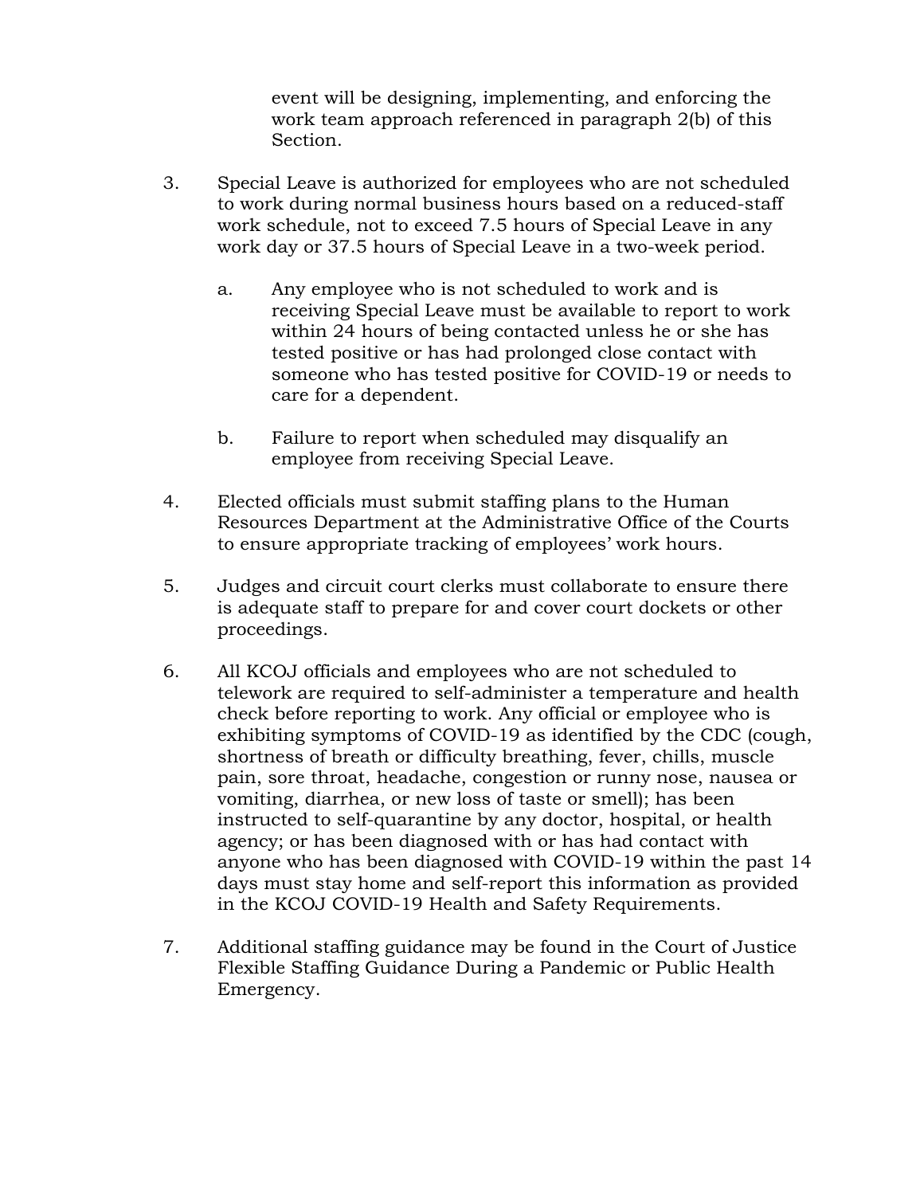event will be designing, implementing, and enforcing the work team approach referenced in paragraph 2(b) of this Section.

3. Special Leave is authorized for employees who are not scheduled to work during normal business hours based on a reduced-staff work schedule, not to exceed 7.5 hours of Special Leave in any work day or 37.5 hours of Special Leave in a two-week period.

   a. Any employee who is not scheduled to work and is receiving Special Leave must be available to report to work within 24 hours of being contacted unless he or she has tested positive or has had prolonged close contact with someone who has tested positive for COVID-19 or needs to care for a dependent.

   b. Failure to report when scheduled may disqualify an employee from receiving Special Leave.

4. Elected officials must submit staffing plans to the Human Resources Department at the Administrative Office of the Courts to ensure appropriate tracking of employees' work hours.

5. Judges and circuit court clerks must collaborate to ensure there is adequate staff to prepare for and cover court dockets or other proceedings.

6. All KCOJ officials and employees who are not scheduled to telework are required to self-administer a temperature and health check before reporting to work. Any official or employee who is exhibiting symptoms of COVID-19 as identified by the CDC (cough, shortness of breath or difficulty breathing, fever, chills, muscle pain, sore throat, headache, congestion or runny nose, nausea or vomiting, diarrhea, or new loss of taste or smell); has been instructed to self-quarantine by any doctor, hospital, or health agency; or has been diagnosed with or has had contact with anyone who has been diagnosed with COVID-19 within the past 14 days must stay home and self-report this information as provided in the KCOJ COVID-19 Health and Safety Requirements.

7. Additional staffing guidance may be found in the Court of Justice Flexible Staffing Guidance During a Pandemic or Public Health Emergency.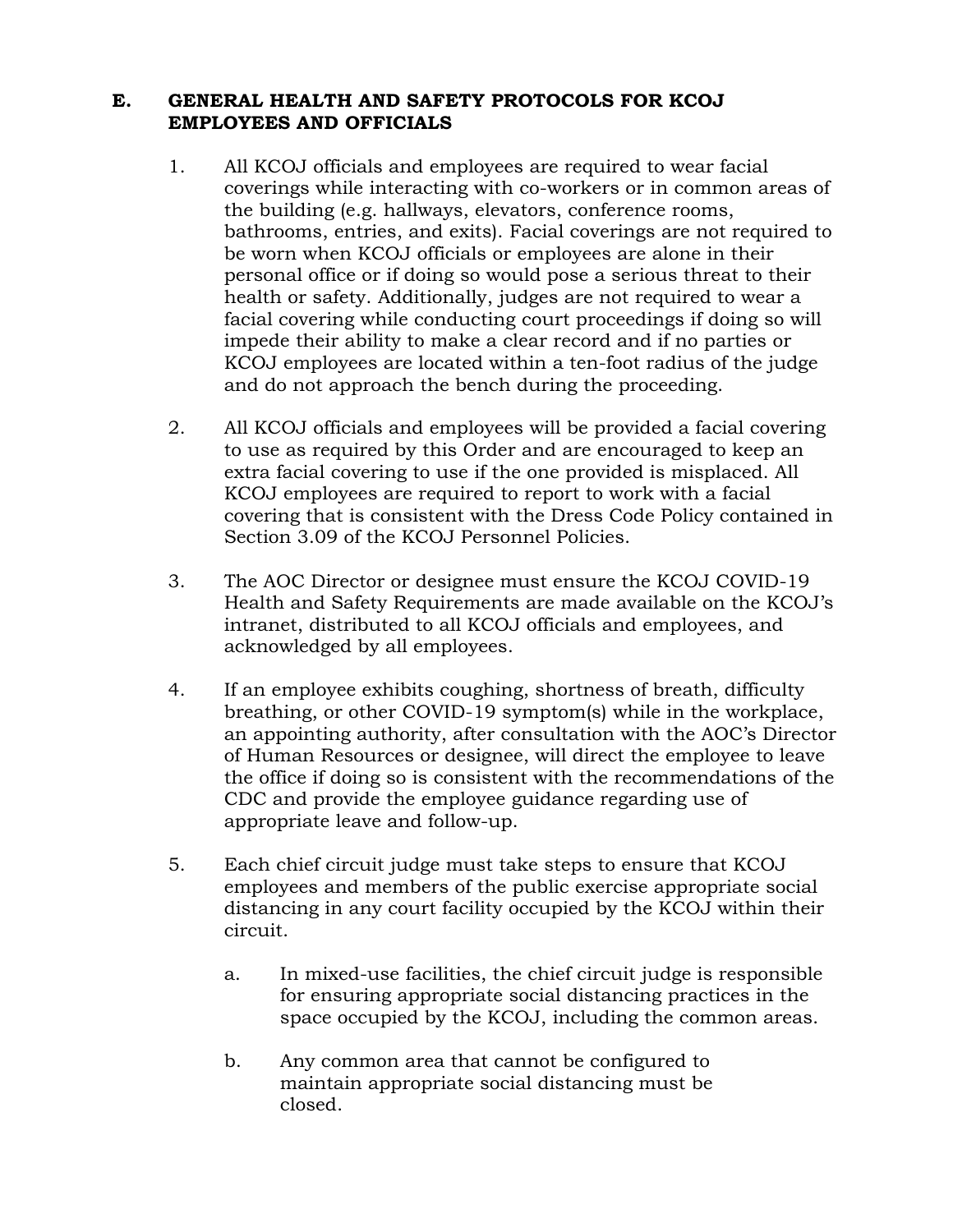## E. GENERAL HEALTH AND SAFETY PROTOCOLS FOR KCOJ EMPLOYEES AND OFFICIALS

1. All KCOJ officials and employees are required to wear facial coverings while interacting with co-workers or in common areas of the building (e.g. hallways, elevators, conference rooms, bathrooms, entries, and exits). Facial coverings are not required to be worn when KCOJ officials or employees are alone in their personal office or if doing so would pose a serious threat to their health or safety. Additionally, judges are not required to wear a facial covering while conducting court proceedings if doing so will impede their ability to make a clear record and if no parties or KCOJ employees are located within a ten-foot radius of the judge and do not approach the bench during the proceeding.

2. All KCOJ officials and employees will be provided a facial covering to use as required by this Order and are encouraged to keep an extra facial covering to use if the one provided is misplaced. All KCOJ employees are required to report to work with a facial covering that is consistent with the Dress Code Policy contained in Section 3.09 of the KCOJ Personnel Policies.

3. The AOC Director or designee must ensure the KCOJ COVID-19 Health and Safety Requirements are made available on the KCOJ's intranet, distributed to all KCOJ officials and employees, and acknowledged by all employees.

4. If an employee exhibits coughing, shortness of breath, difficulty breathing, or other COVID-19 symptom(s) while in the workplace, an appointing authority, after consultation with the AOC's Director of Human Resources or designee, will direct the employee to leave the office if doing so is consistent with the recommendations of the CDC and provide the employee guidance regarding use of appropriate leave and follow-up.

5. Each chief circuit judge must take steps to ensure that KCOJ employees and members of the public exercise appropriate social distancing in any court facility occupied by the KCOJ within their circuit.

   a. In mixed-use facilities, the chief circuit judge is responsible for ensuring appropriate social distancing practices in the space occupied by the KCOJ, including the common areas.

   b. Any common area that cannot be configured to maintain appropriate social distancing must be closed.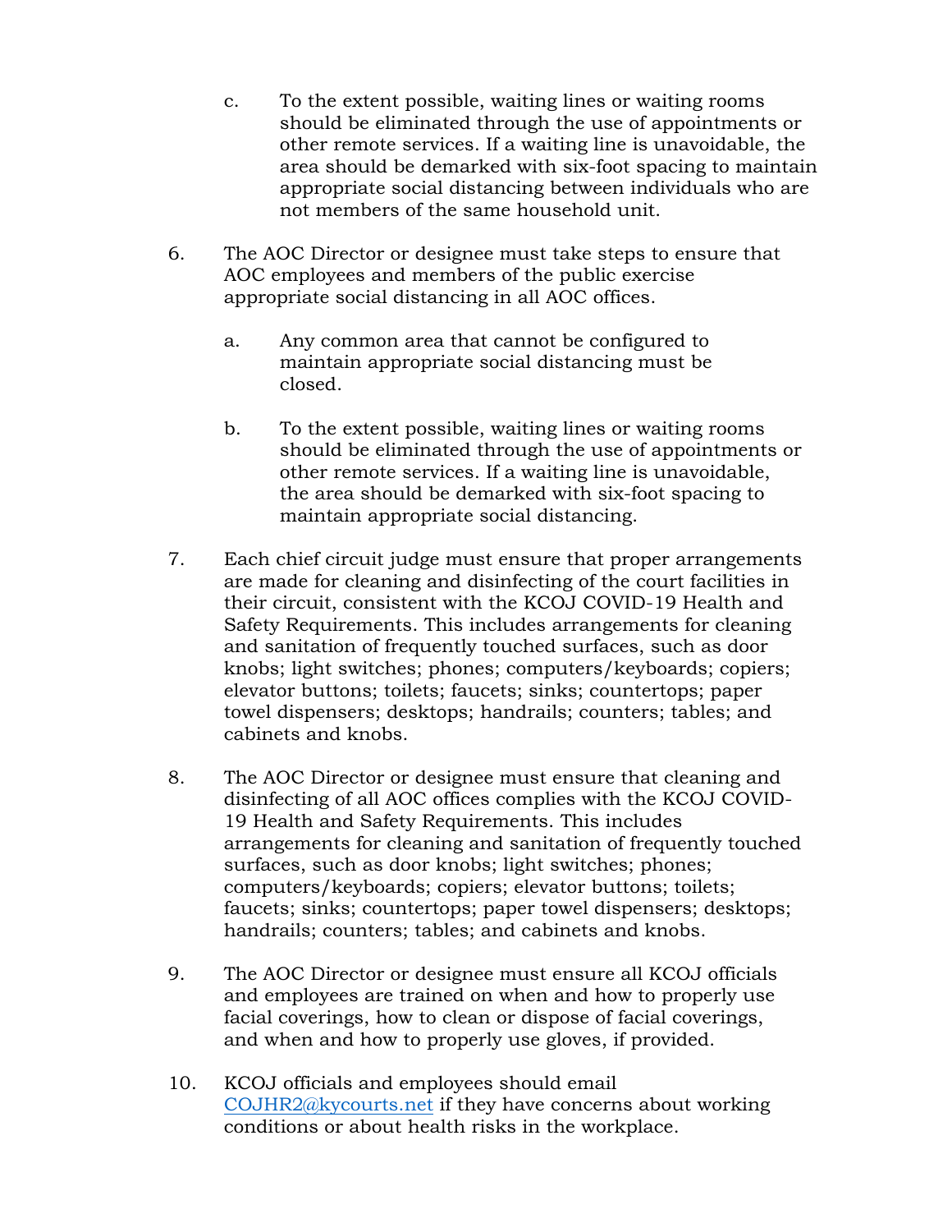c. To the extent possible, waiting lines or waiting rooms should be eliminated through the use of appointments or other remote services. If a waiting line is unavoidable, the area should be demarked with six-foot spacing to maintain appropriate social distancing between individuals who are not members of the same household unit.

6. The AOC Director or designee must take steps to ensure that AOC employees and members of the public exercise appropriate social distancing in all AOC offices.

   a. Any common area that cannot be configured to maintain appropriate social distancing must be closed.

   b. To the extent possible, waiting lines or waiting rooms should be eliminated through the use of appointments or other remote services. If a waiting line is unavoidable, the area should be demarked with six-foot spacing to maintain appropriate social distancing.

7. Each chief circuit judge must ensure that proper arrangements are made for cleaning and disinfecting of the court facilities in their circuit, consistent with the KCOJ COVID-19 Health and Safety Requirements. This includes arrangements for cleaning and sanitation of frequently touched surfaces, such as door knobs; light switches; phones; computers/keyboards; copiers; elevator buttons; toilets; faucets; sinks; countertops; paper towel dispensers; desktops; handrails; counters; tables; and cabinets and knobs.

8. The AOC Director or designee must ensure that cleaning and disinfecting of all AOC offices complies with the KCOJ COVID-19 Health and Safety Requirements. This includes arrangements for cleaning and sanitation of frequently touched surfaces, such as door knobs; light switches; phones; computers/keyboards; copiers; elevator buttons; toilets; faucets; sinks; countertops; paper towel dispensers; desktops; handrails; counters; tables; and cabinets and knobs.

9. The AOC Director or designee must ensure all KCOJ officials and employees are trained on when and how to properly use facial coverings, how to clean or dispose of facial coverings, and when and how to properly use gloves, if provided.

10. KCOJ officials and employees should email COJHR2@kycourts.net if they have concerns about working conditions or about health risks in the workplace.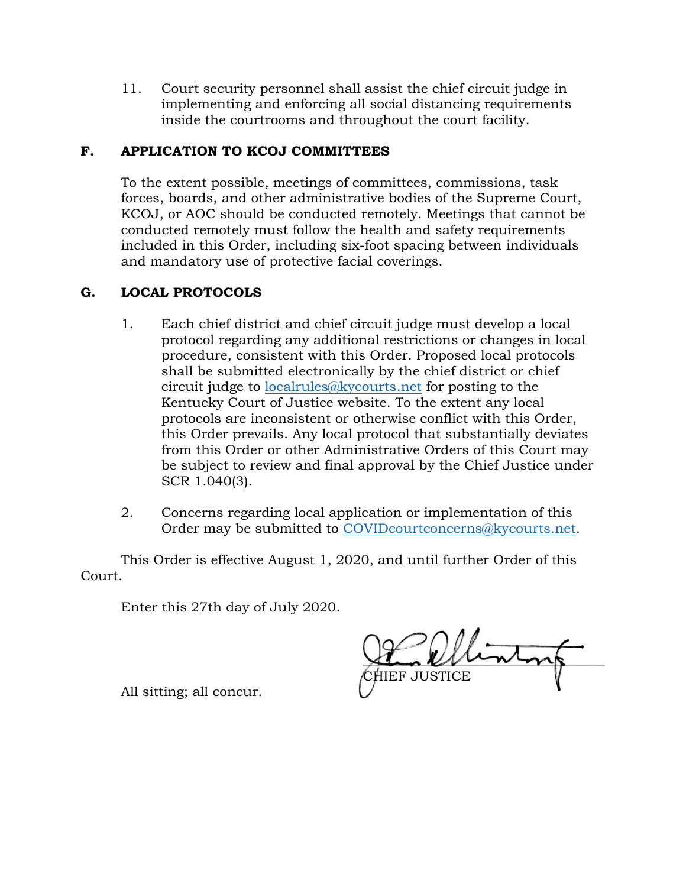11. Court security personnel shall assist the chief circuit judge in implementing and enforcing all social distancing requirements inside the courtrooms and throughout the court facility.

## F. APPLICATION TO KCOJ COMMITTEES

To the extent possible, meetings of committees, commissions, task forces, boards, and other administrative bodies of the Supreme Court, KCOJ, or AOC should be conducted remotely. Meetings that cannot be conducted remotely must follow the health and safety requirements included in this Order, including six-foot spacing between individuals and mandatory use of protective facial coverings.

## G. LOCAL PROTOCOLS

1. Each chief district and chief circuit judge must develop a local protocol regarding any additional restrictions or changes in local procedure, consistent with this Order. Proposed local protocols shall be submitted electronically by the chief district or chief circuit judge to localrules@kycourts.net for posting to the Kentucky Court of Justice website. To the extent any local protocols are inconsistent or otherwise conflict with this Order, this Order prevails. Any local protocol that substantially deviates from this Order or other Administrative Orders of this Court may be subject to review and final approval by the Chief Justice under SCR 1.040(3).

2. Concerns regarding local application or implementation of this Order may be submitted to COVIDcourtconcerns@kycourts.net.

This Order is effective August 1, 2020, and until further Order of this Court.

Enter this 27th day of July 2020.

CHIEF JUSTICE

All sitting; all concur.